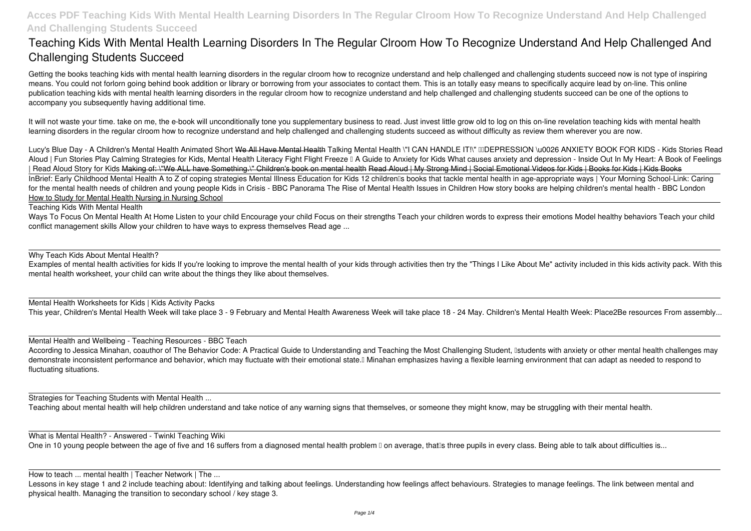# Teaching Kids With Mental Health Learning Disorders In The Regular Clroom How To Recognize Understand And Help Challenged And Challenging Students Succeed

Getting the books teaching kids with mental health learning disorders in the regular clroom how to recognize understand and help challenged and challenging students succeed now is not type of inspiring means. You could not forlorn going behind book addition or library or borrowing from your associates to contact them. This is an totally easy means to specifically acquire lead by on-line. This online publication teaching kids with mental health learning disorders in the regular clroom how to recognize understand and help challenged and challenging students succeed can be one of the options to accompany you subsequently having additional time.

It will not waste your time. take on me, the e-book will unconditionally tone you supplementary business to read. Just invest little grow old to log on this on-line revelation teaching kids with mental health learning disorders in the regular clroom how to recognize understand and help challenged and challenging students succeed as without difficulty as review them wherever you are now.

*Lucy's Blue Day - A Children's Mental Health Animated Short* ~~We All Have Mental Health~~ *Talking Mental Health* *\"I CAN HANDLE IT!\" DEPRESSION \u0026 ANXIETY BOOK FOR KIDS - Kids Stories Read Aloud | Fun Stories Play* *Calming Strategies for Kids, Mental Health Literacy* *Fight Flight Freeze – A Guide to Anxiety for Kids* *What causes anxiety and depression - Inside Out* *In My Heart: A Book of Feelings | Read Aloud Story for Kids* ~~Making of: \"We ALL have Something.\" Children's book on mental health~~ ~~Read Aloud | My Strong Mind | Social Emotional Videos for Kids | Books for Kids | Kids Books~~

*InBrief: Early Childhood Mental Health* *A to Z of coping strategies* *Mental Illness Education for Kids* *12 children's books that tackle mental health in age-appropriate ways | Your Morning* *School-Link: Caring for the mental health needs of children and young people* *Kids in Crisis - BBC Panorama* *The Rise of Mental Health Issues in Children* *How story books are helping children's mental health - BBC London* How to Study for Mental Health Nursing in Nursing School

Teaching Kids With Mental Health

Ways To Focus On Mental Health At Home Listen to your child Encourage your child Focus on their strengths Teach your children words to express their emotions Model healthy behaviors Teach your child conflict management skills Allow your children to have ways to express themselves Read age ...

Why Teach Kids About Mental Health?

Examples of mental health activities for kids If you're looking to improve the mental health of your kids through activities then try the "Things I Like About Me" activity included in this kids activity pack. With this mental health worksheet, your child can write about the things they like about themselves.

Mental Health Worksheets for Kids | Kids Activity Packs

This year, Children's Mental Health Week will take place 3 - 9 February and Mental Health Awareness Week will take place 18 - 24 May. Children's Mental Health Week: Place2Be resources From assembly...

Mental Health and Wellbeing - Teaching Resources - BBC Teach

According to Jessica Minahan, coauthor of The Behavior Code: A Practical Guide to Understanding and Teaching the Most Challenging Student, "students with anxiety or other mental health challenges may demonstrate inconsistent performance and behavior, which may fluctuate with their emotional state." Minahan emphasizes having a flexible learning environment that can adapt as needed to respond to fluctuating situations.

Strategies for Teaching Students with Mental Health ...

Teaching about mental health will help children understand and take notice of any warning signs that themselves, or someone they might know, may be struggling with their mental health.

What is Mental Health? - Answered - Twinkl Teaching Wiki

One in 10 young people between the age of five and 16 suffers from a diagnosed mental health problem – on average, that's three pupils in every class. Being able to talk about difficulties is...

How to teach ... mental health | Teacher Network | The ...

Lessons in key stage 1 and 2 include teaching about: Identifying and talking about feelings. Understanding how feelings affect behaviours. Strategies to manage feelings. The link between mental and physical health. Managing the transition to secondary school / key stage 3.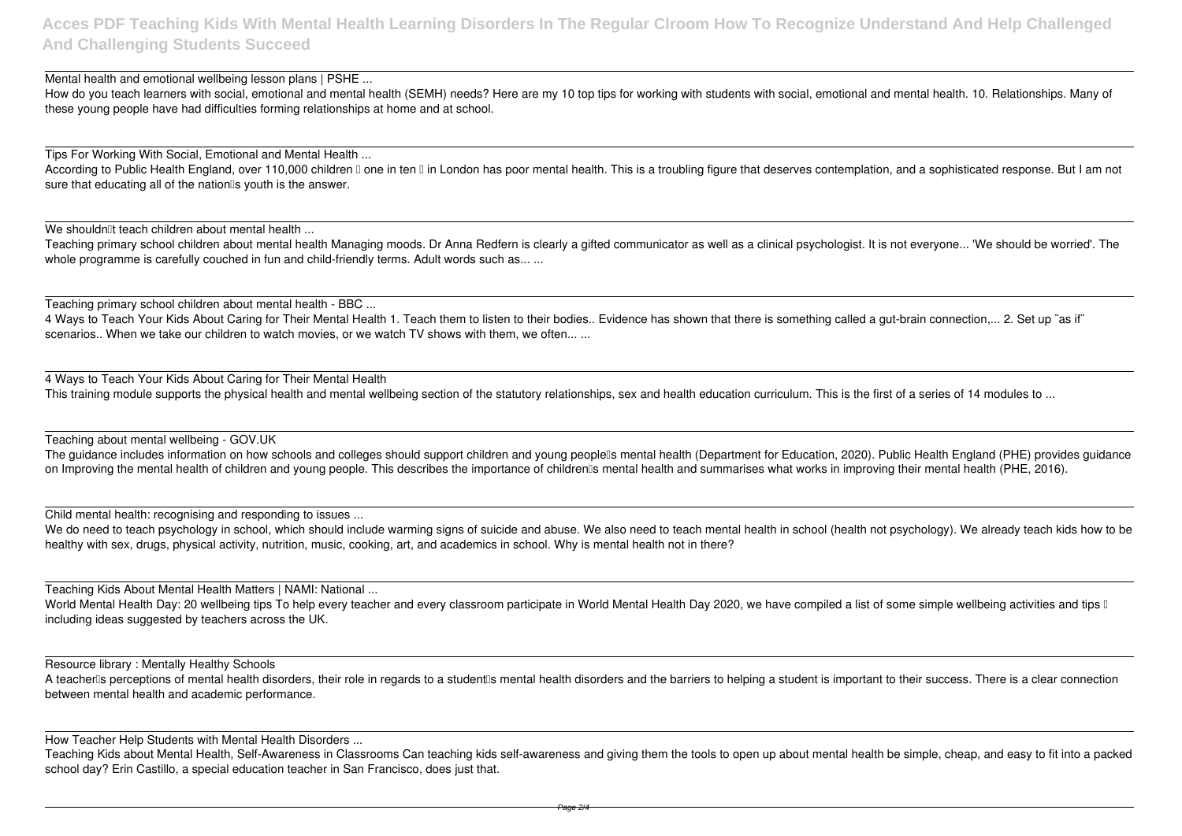Mental health and emotional wellbeing lesson plans | PSHE ...

How do you teach learners with social, emotional and mental health (SEMH) needs? Here are my 10 top tips for working with students with social, emotional and mental health. 10. Relationships. Many of these young people have had difficulties forming relationships at home and at school.

Tips For Working With Social, Emotional and Mental Health ...

According to Public Health England, over 110,000 children – one in ten – in London has poor mental health. This is a troubling figure that deserves contemplation, and a sophisticated response. But I am not sure that educating all of the nation's youth is the answer.

We shouldn't teach children about mental health ...

Teaching primary school children about mental health Managing moods. Dr Anna Redfern is clearly a gifted communicator as well as a clinical psychologist. It is not everyone... 'We should be worried'. The whole programme is carefully couched in fun and child-friendly terms. Adult words such as... ...

Teaching primary school children about mental health - BBC ...

4 Ways to Teach Your Kids About Caring for Their Mental Health 1. Teach them to listen to their bodies.. Evidence has shown that there is something called a gut-brain connection,... 2. Set up "as if" scenarios.. When we take our children to watch movies, or we watch TV shows with them, we often... ...

4 Ways to Teach Your Kids About Caring for Their Mental Health

This training module supports the physical health and mental wellbeing section of the statutory relationships, sex and health education curriculum. This is the first of a series of 14 modules to ...

Teaching about mental wellbeing - GOV.UK

The guidance includes information on how schools and colleges should support children and young people's mental health (Department for Education, 2020). Public Health England (PHE) provides guidance on Improving the mental health of children and young people. This describes the importance of children's mental health and summarises what works in improving their mental health (PHE, 2016).

Child mental health: recognising and responding to issues ...

We do need to teach psychology in school, which should include warming signs of suicide and abuse. We also need to teach mental health in school (health not psychology). We already teach kids how to be healthy with sex, drugs, physical activity, nutrition, music, cooking, art, and academics in school. Why is mental health not in there?

Teaching Kids About Mental Health Matters | NAMI: National ...

World Mental Health Day: 20 wellbeing tips To help every teacher and every classroom participate in World Mental Health Day 2020, we have compiled a list of some simple wellbeing activities and tips – including ideas suggested by teachers across the UK.

Resource library : Mentally Healthy Schools

A teacher's perceptions of mental health disorders, their role in regards to a student's mental health disorders and the barriers to helping a student is important to their success. There is a clear connection between mental health and academic performance.

How Teacher Help Students with Mental Health Disorders ...

Teaching Kids about Mental Health, Self-Awareness in Classrooms Can teaching kids self-awareness and giving them the tools to open up about mental health be simple, cheap, and easy to fit into a packed school day? Erin Castillo, a special education teacher in San Francisco, does just that.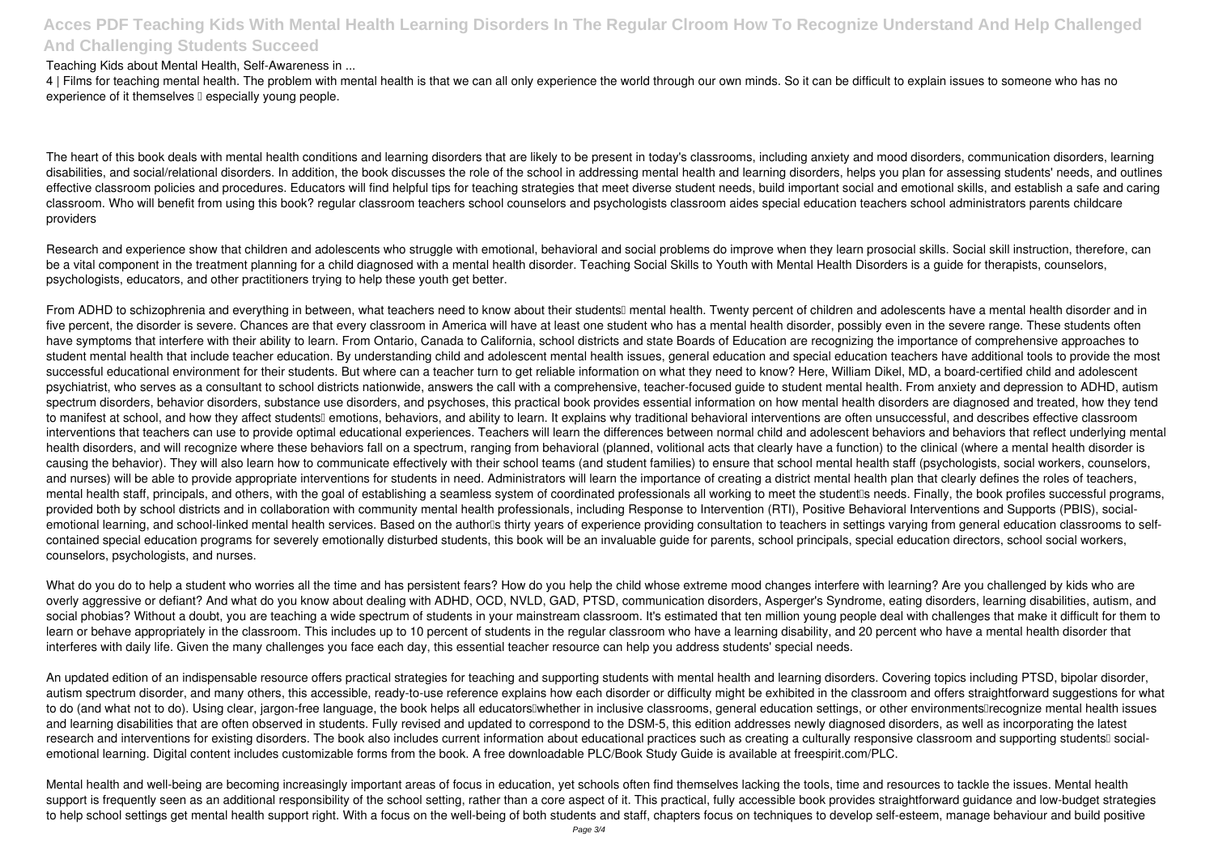Teaching Kids about Mental Health, Self-Awareness in ...

4 | Films for teaching mental health. The problem with mental health is that we can all only experience the world through our own minds. So it can be difficult to explain issues to someone who has no experience of it themselves  especially young people.

The heart of this book deals with mental health conditions and learning disorders that are likely to be present in today's classrooms, including anxiety and mood disorders, communication disorders, learning disabilities, and social/relational disorders. In addition, the book discusses the role of the school in addressing mental health and learning disorders, helps you plan for assessing students' needs, and outlines effective classroom policies and procedures. Educators will find helpful tips for teaching strategies that meet diverse student needs, build important social and emotional skills, and establish a safe and caring classroom. Who will benefit from using this book? regular classroom teachers school counselors and psychologists classroom aides special education teachers school administrators parents childcare providers

Research and experience show that children and adolescents who struggle with emotional, behavioral and social problems do improve when they learn prosocial skills. Social skill instruction, therefore, can be a vital component in the treatment planning for a child diagnosed with a mental health disorder. Teaching Social Skills to Youth with Mental Health Disorders is a guide for therapists, counselors, psychologists, educators, and other practitioners trying to help these youth get better.

From ADHD to schizophrenia and everything in between, what teachers need to know about their students mental health. Twenty percent of children and adolescents have a mental health disorder and in five percent, the disorder is severe. Chances are that every classroom in America will have at least one student who has a mental health disorder, possibly even in the severe range. These students often have symptoms that interfere with their ability to learn. From Ontario, Canada to California, school districts and state Boards of Education are recognizing the importance of comprehensive approaches to student mental health that include teacher education. By understanding child and adolescent mental health issues, general education and special education teachers have additional tools to provide the most successful educational environment for their students. But where can a teacher turn to get reliable information on what they need to know? Here, William Dikel, MD, a board-certified child and adolescent psychiatrist, who serves as a consultant to school districts nationwide, answers the call with a comprehensive, teacher-focused guide to student mental health. From anxiety and depression to ADHD, autism spectrum disorders, behavior disorders, substance use disorders, and psychoses, this practical book provides essential information on how mental health disorders are diagnosed and treated, how they tend to manifest at school, and how they affect students emotions, behaviors, and ability to learn. It explains why traditional behavioral interventions are often unsuccessful, and describes effective classroom interventions that teachers can use to provide optimal educational experiences. Teachers will learn the differences between normal child and adolescent behaviors and behaviors that reflect underlying mental health disorders, and will recognize where these behaviors fall on a spectrum, ranging from behavioral (planned, volitional acts that clearly have a function) to the clinical (where a mental health disorder is causing the behavior). They will also learn how to communicate effectively with their school teams (and student families) to ensure that school mental health staff (psychologists, social workers, counselors, and nurses) will be able to provide appropriate interventions for students in need. Administrators will learn the importance of creating a district mental health plan that clearly defines the roles of teachers, mental health staff, principals, and others, with the goal of establishing a seamless system of coordinated professionals all working to meet the students needs. Finally, the book profiles successful programs, provided both by school districts and in collaboration with community mental health professionals, including Response to Intervention (RTI), Positive Behavioral Interventions and Supports (PBIS), social-emotional learning, and school-linked mental health services. Based on the authors thirty years of experience providing consultation to teachers in settings varying from general education classrooms to self-contained special education programs for severely emotionally disturbed students, this book will be an invaluable guide for parents, school principals, special education directors, school social workers, counselors, psychologists, and nurses.

What do you do to help a student who worries all the time and has persistent fears? How do you help the child whose extreme mood changes interfere with learning? Are you challenged by kids who are overly aggressive or defiant? And what do you know about dealing with ADHD, OCD, NVLD, GAD, PTSD, communication disorders, Asperger's Syndrome, eating disorders, learning disabilities, autism, and social phobias? Without a doubt, you are teaching a wide spectrum of students in your mainstream classroom. It's estimated that ten million young people deal with challenges that make it difficult for them to learn or behave appropriately in the classroom. This includes up to 10 percent of students in the regular classroom who have a learning disability, and 20 percent who have a mental health disorder that interferes with daily life. Given the many challenges you face each day, this essential teacher resource can help you address students' special needs.

An updated edition of an indispensable resource offers practical strategies for teaching and supporting students with mental health and learning disorders. Covering topics including PTSD, bipolar disorder, autism spectrum disorder, and many others, this accessible, ready-to-use reference explains how each disorder or difficulty might be exhibited in the classroom and offers straightforward suggestions for what to do (and what not to do). Using clear, jargon-free language, the book helps all educatorswhether in inclusive classrooms, general education settings, or other environmentsrecognize mental health issues and learning disabilities that are often observed in students. Fully revised and updated to correspond to the DSM-5, this edition addresses newly diagnosed disorders, as well as incorporating the latest research and interventions for existing disorders. The book also includes current information about educational practices such as creating a culturally responsive classroom and supporting students social-emotional learning. Digital content includes customizable forms from the book. A free downloadable PLC/Book Study Guide is available at freespirit.com/PLC.

Mental health and well-being are becoming increasingly important areas of focus in education, yet schools often find themselves lacking the tools, time and resources to tackle the issues. Mental health support is frequently seen as an additional responsibility of the school setting, rather than a core aspect of it. This practical, fully accessible book provides straightforward guidance and low-budget strategies to help school settings get mental health support right. With a focus on the well-being of both students and staff, chapters focus on techniques to develop self-esteem, manage behaviour and build positive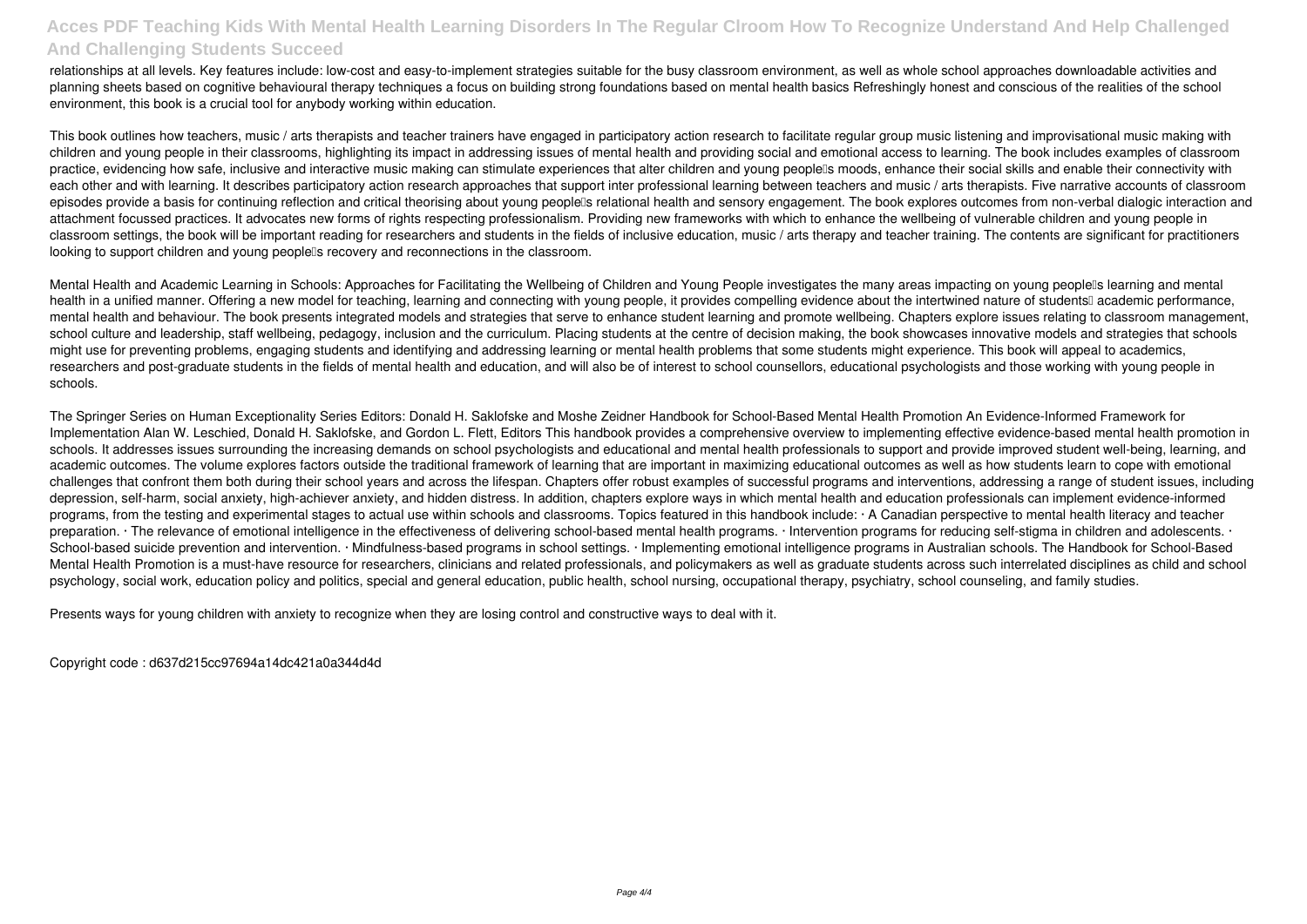relationships at all levels. Key features include: low-cost and easy-to-implement strategies suitable for the busy classroom environment, as well as whole school approaches downloadable activities and planning sheets based on cognitive behavioural therapy techniques a focus on building strong foundations based on mental health basics Refreshingly honest and conscious of the realities of the school environment, this book is a crucial tool for anybody working within education.

This book outlines how teachers, music / arts therapists and teacher trainers have engaged in participatory action research to facilitate regular group music listening and improvisational music making with children and young people in their classrooms, highlighting its impact in addressing issues of mental health and providing social and emotional access to learning. The book includes examples of classroom practice, evidencing how safe, inclusive and interactive music making can stimulate experiences that alter children and young people's moods, enhance their social skills and enable their connectivity with each other and with learning. It describes participatory action research approaches that support inter professional learning between teachers and music / arts therapists. Five narrative accounts of classroom episodes provide a basis for continuing reflection and critical theorising about young people's relational health and sensory engagement. The book explores outcomes from non-verbal dialogic interaction and attachment focussed practices. It advocates new forms of rights respecting professionalism. Providing new frameworks with which to enhance the wellbeing of vulnerable children and young people in classroom settings, the book will be important reading for researchers and students in the fields of inclusive education, music / arts therapy and teacher training. The contents are significant for practitioners looking to support children and young people's recovery and reconnections in the classroom.

Mental Health and Academic Learning in Schools: Approaches for Facilitating the Wellbeing of Children and Young People investigates the many areas impacting on young people's learning and mental health in a unified manner. Offering a new model for teaching, learning and connecting with young people, it provides compelling evidence about the intertwined nature of students' academic performance, mental health and behaviour. The book presents integrated models and strategies that serve to enhance student learning and promote wellbeing. Chapters explore issues relating to classroom management, school culture and leadership, staff wellbeing, pedagogy, inclusion and the curriculum. Placing students at the centre of decision making, the book showcases innovative models and strategies that schools might use for preventing problems, engaging students and identifying and addressing learning or mental health problems that some students might experience. This book will appeal to academics, researchers and post-graduate students in the fields of mental health and education, and will also be of interest to school counsellors, educational psychologists and those working with young people in schools.

The Springer Series on Human Exceptionality Series Editors: Donald H. Saklofske and Moshe Zeidner Handbook for School-Based Mental Health Promotion An Evidence-Informed Framework for Implementation Alan W. Leschied, Donald H. Saklofske, and Gordon L. Flett, Editors This handbook provides a comprehensive overview to implementing effective evidence-based mental health promotion in schools. It addresses issues surrounding the increasing demands on school psychologists and educational and mental health professionals to support and provide improved student well-being, learning, and academic outcomes. The volume explores factors outside the traditional framework of learning that are important in maximizing educational outcomes as well as how students learn to cope with emotional challenges that confront them both during their school years and across the lifespan. Chapters offer robust examples of successful programs and interventions, addressing a range of student issues, including depression, self-harm, social anxiety, high-achiever anxiety, and hidden distress. In addition, chapters explore ways in which mental health and education professionals can implement evidence-informed programs, from the testing and experimental stages to actual use within schools and classrooms. Topics featured in this handbook include: · A Canadian perspective to mental health literacy and teacher preparation. · The relevance of emotional intelligence in the effectiveness of delivering school-based mental health programs. · Intervention programs for reducing self-stigma in children and adolescents. · School-based suicide prevention and intervention. · Mindfulness-based programs in school settings. · Implementing emotional intelligence programs in Australian schools. The Handbook for School-Based Mental Health Promotion is a must-have resource for researchers, clinicians and related professionals, and policymakers as well as graduate students across such interrelated disciplines as child and school psychology, social work, education policy and politics, special and general education, public health, school nursing, occupational therapy, psychiatry, school counseling, and family studies.

Presents ways for young children with anxiety to recognize when they are losing control and constructive ways to deal with it.

Copyright code : d637d215cc97694a14dc421a0a344d4d